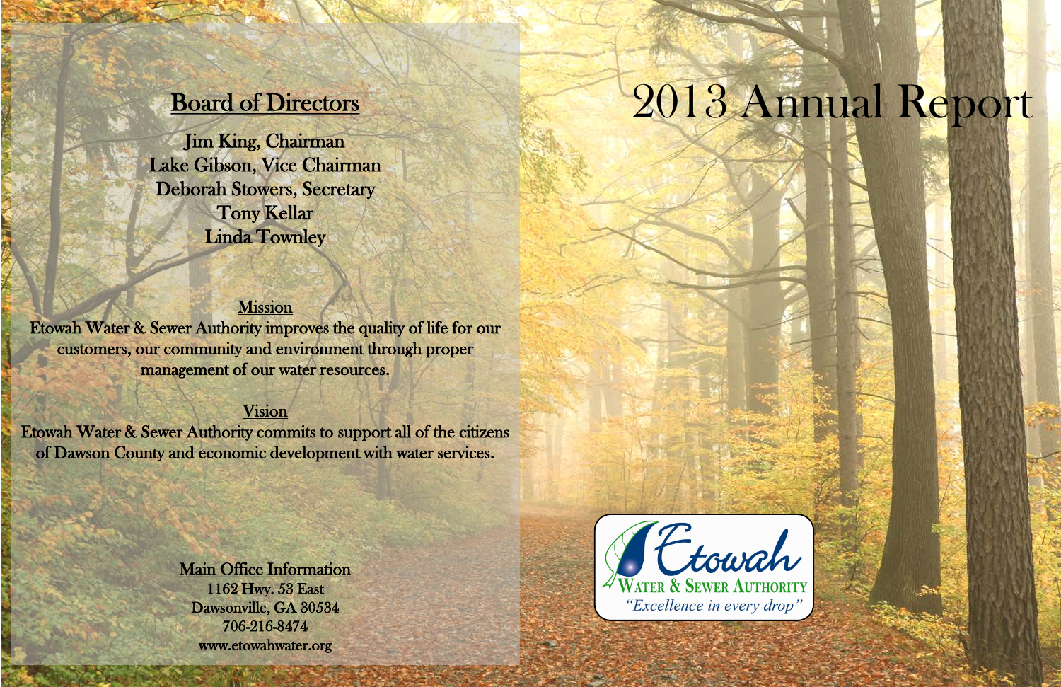# 2013 Annual Report

## Board of Directors

Jim King, Chairman
Lake Gibson, Vice Chairman
Deborah Stowers, Secretary
Tony Kellar
Linda Townley

### Mission

Etowah Water & Sewer Authority improves the quality of life for our customers, our community and environment through proper management of our water resources.

### Vision

Etowah Water & Sewer Authority commits to support all of the citizens of Dawson County and economic development with water services.

### Main Office Information

1162 Hwy. 53 East
Dawsonville, GA 30534
706-216-8474
www.etowahwater.org

Etowah Water & Sewer Authority
*"Excellence in every drop"*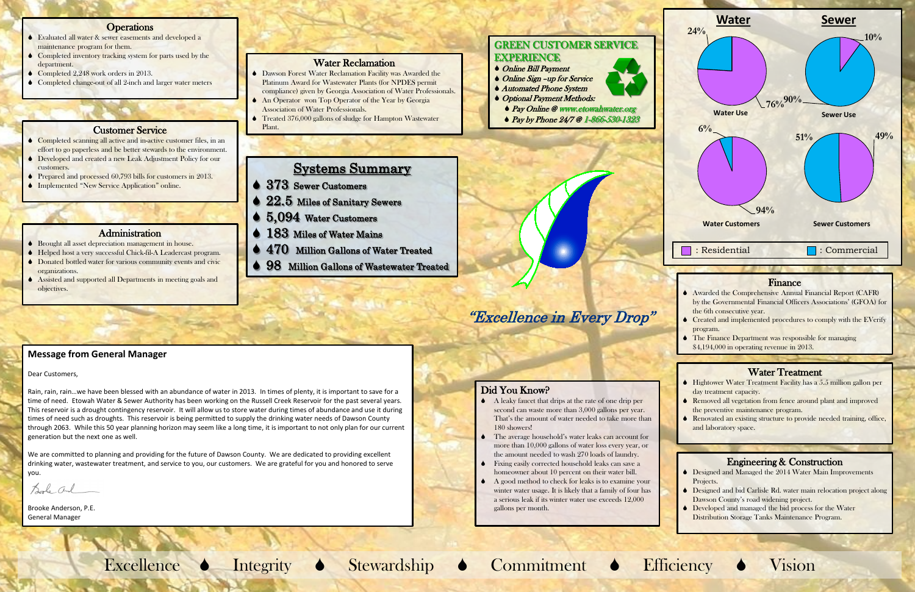## Operations

- Evaluated all water & sewer easements and developed a maintenance program for them.
- Completed inventory tracking system for parts used by the department.
- Completed 2,248 work orders in 2013.
- Completed change-out of all 2-inch and larger water meters

## Customer Service

- Completed scanning all active and in-active customer files, in an effort to go paperless and be better stewards to the environment.
- Developed and created a new Leak Adjustment Policy for our customers.
- Prepared and processed 60,793 bills for customers in 2013.
- Implemented "New Service Application" online.

## Administration

- Brought all asset depreciation management in house.
- Helped host a very successful Chick-fil-A Leadercast program.
- Donated bottled water for various community events and civic organizations.
- Assisted and supported all Departments in meeting goals and objectives.

## Water Reclamation

- Dawson Forest Water Reclamation Facility was Awarded the Platinum Award for Wastewater Plants (for NPDES permit compliance) given by Georgia Association of Water Professionals.
- An Operator won Top Operator of the Year by Georgia Association of Water Professionals.
- Treated 376,000 gallons of sludge for Hampton Wastewater Plant.

## Systems Summary

- **373** Sewer Customers
- **22.5** Miles of Sanitary Sewers
- **5,094** Water Customers
- **183** Miles of Water Mains
- **470** Million Gallons of Water Treated
- **98** Million Gallons of Wastewater Treated

## GREEN CUSTOMER SERVICE EXPERIENCE

- *Online Bill Payment*
- *Online Sign –up for Service*
- *Automated Phone System*
- *Optional Payment Methods:*
  - *Pay Online @ www.etowahwater.org*
  - *Pay by Phone 24/7 @ 1-866-530-1323*

*"Excellence in Every Drop"*

Water

Sewer

24%

76%

Water Use

10%

90%

Sewer Use

6%

94%

Water Customers

51%

49%

Sewer Customers

: Residential

: Commercial

## Finance

- Awarded the Comprehensive Annual Financial Report (CAFR) by the Governmental Financial Officers Associations' (GFOA) for the 6th consecutive year.
- Created and implemented procedures to comply with the EVerify program.
- The Finance Department was responsible for managing $4,194,000 in operating revenue in 2013.

## Water Treatment

- Hightower Water Treatment Facility has a 5.5 million gallon per day treatment capacity.
- Removed all vegetation from fence around plant and improved the preventive maintenance program.
- Renovated an existing structure to provide needed training, office, and laboratory space.

## Engineering & Construction

- Designed and Managed the 2014 Water Main Improvements Projects.
- Designed and bid Carlisle Rd. water main relocation project along Dawson County's road widening project.
- Developed and managed the bid process for the Water Distribution Storage Tanks Maintenance Program.

## Message from General Manager

Dear Customers,

Rain, rain, rain…we have been blessed with an abundance of water in 2013. In times of plenty, it is important to save for a time of need. Etowah Water & Sewer Authority has been working on the Russell Creek Reservoir for the past several years. This reservoir is a drought contingency reservoir. It will allow us to store water during times of abundance and use it during times of need such as droughts. This reservoir is being permitted to supply the drinking water needs of Dawson County through 2063. While this 50 year planning horizon may seem like a long time, it is important to not only plan for our current generation but the next one as well.

We are committed to planning and providing for the future of Dawson County. We are dedicated to providing excellent drinking water, wastewater treatment, and service to you, our customers. We are grateful for you and honored to serve you.

Brooke Anderson, P.E.
General Manager

## Did You Know?

- A leaky faucet that drips at the rate of one drip per second can waste more than 3,000 gallons per year. That's the amount of water needed to take more than 180 showers!
- The average household's water leaks can account for more than 10,000 gallons of water loss every year, or the amount needed to wash 270 loads of laundry.
- Fixing easily corrected household leaks can save a homeowner about 10 percent on their water bill.
- A good method to check for leaks is to examine your winter water usage. It is likely that a family of four has a serious leak if its winter water use exceeds 12,000 gallons per month.

Excellence ♦ Integrity ♦ Stewardship ♦ Commitment ♦ Efficiency ♦ Vision